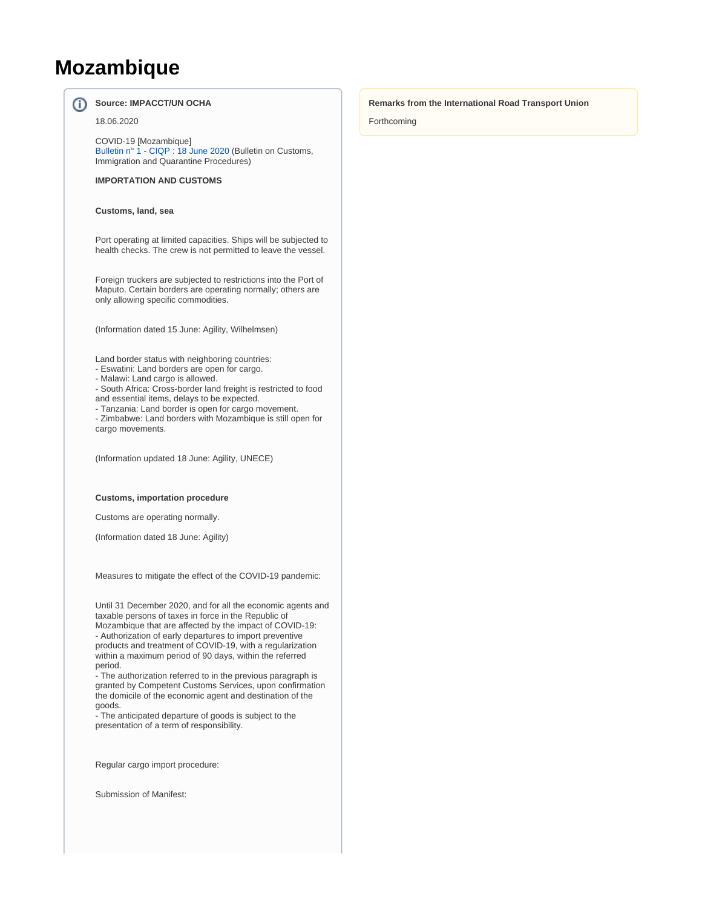# Mozambique

**Source: IMPACCT/UN OCHA**

18.06.2020

COVID-19 [Mozambique]
Bulletin n° 1 - CIQP : 18 June 2020 (Bulletin on Customs, Immigration and Quarantine Procedures)

**IMPORTATION AND CUSTOMS**

**Customs, land, sea**

Port operating at limited capacities. Ships will be subjected to health checks. The crew is not permitted to leave the vessel.

Foreign truckers are subjected to restrictions into the Port of Maputo. Certain borders are operating normally; others are only allowing specific commodities.

(Information dated 15 June: Agility, Wilhelmsen)

Land border status with neighboring countries:
- Eswatini: Land borders are open for cargo.
- Malawi: Land cargo is allowed.
- South Africa: Cross-border land freight is restricted to food and essential items, delays to be expected.
- Tanzania: Land border is open for cargo movement.
- Zimbabwe: Land borders with Mozambique is still open for cargo movements.

(Information updated 18 June: Agility, UNECE)

**Customs, importation procedure**

Customs are operating normally.

(Information dated 18 June: Agility)

Measures to mitigate the effect of the COVID-19 pandemic:

Until 31 December 2020, and for all the economic agents and taxable persons of taxes in force in the Republic of Mozambique that are affected by the impact of COVID-19:
- Authorization of early departures to import preventive products and treatment of COVID-19, with a regularization within a maximum period of 90 days, within the referred period.
- The authorization referred to in the previous paragraph is granted by Competent Customs Services, upon confirmation the domicile of the economic agent and destination of the goods.
- The anticipated departure of goods is subject to the presentation of a term of responsibility.

Regular cargo import procedure:

Submission of Manifest:

**Remarks from the International Road Transport Union**

Forthcoming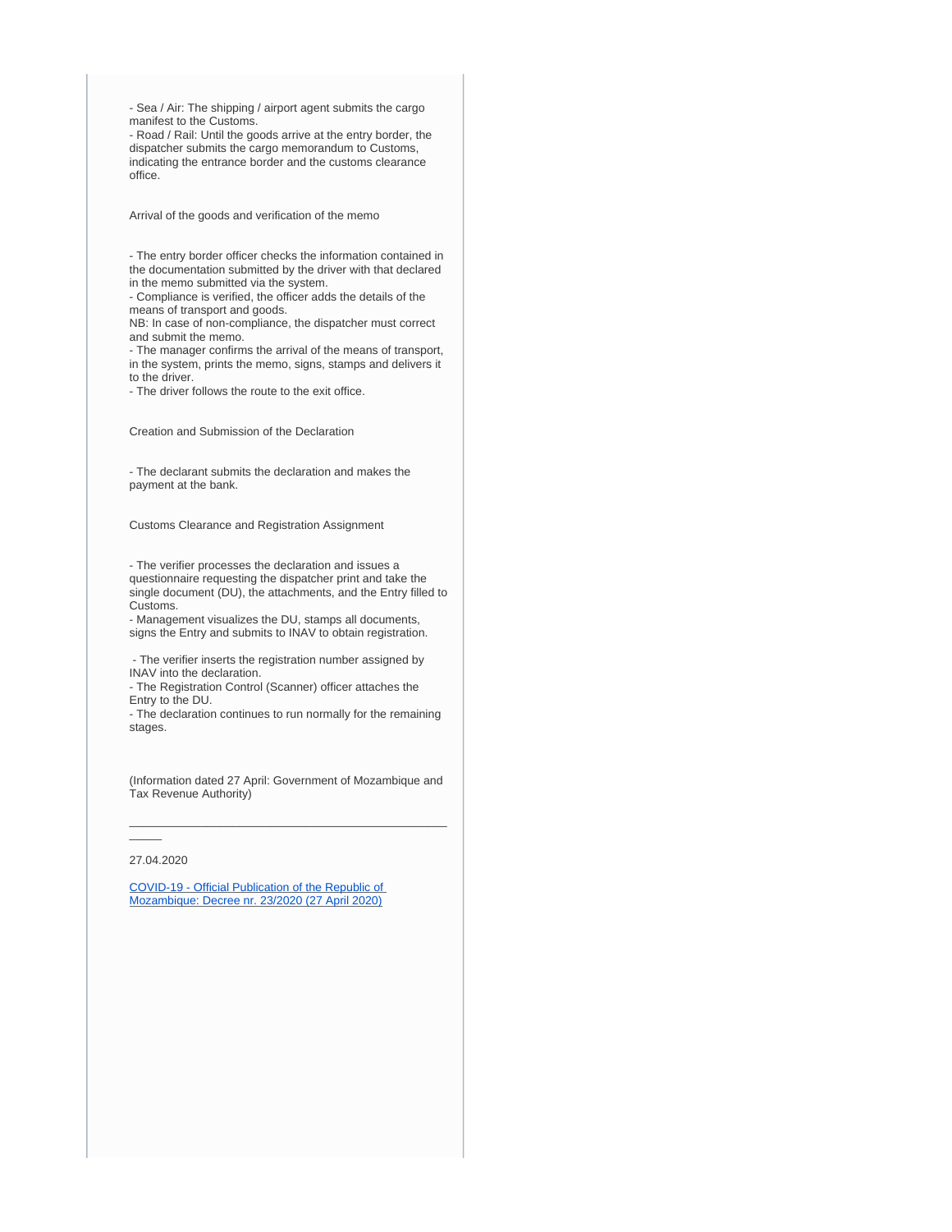- Sea / Air: The shipping / airport agent submits the cargo manifest to the Customs.
- Road / Rail: Until the goods arrive at the entry border, the dispatcher submits the cargo memorandum to Customs, indicating the entrance border and the customs clearance office.

Arrival of the goods and verification of the memo

- The entry border officer checks the information contained in the documentation submitted by the driver with that declared in the memo submitted via the system.
- Compliance is verified, the officer adds the details of the means of transport and goods.
NB: In case of non-compliance, the dispatcher must correct and submit the memo.
- The manager confirms the arrival of the means of transport, in the system, prints the memo, signs, stamps and delivers it to the driver.
- The driver follows the route to the exit office.

Creation and Submission of the Declaration

- The declarant submits the declaration and makes the payment at the bank.

Customs Clearance and Registration Assignment

- The verifier processes the declaration and issues a questionnaire requesting the dispatcher print and take the single document (DU), the attachments, and the Entry filled to Customs.
- Management visualizes the DU, stamps all documents, signs the Entry and submits to INAV to obtain registration.

- The verifier inserts the registration number assigned by INAV into the declaration.
- The Registration Control (Scanner) officer attaches the Entry to the DU.
- The declaration continues to run normally for the remaining stages.

(Information dated 27 April: Government of Mozambique and Tax Revenue Authority)

---

27.04.2020

[COVID-19 - Official Publication of the Republic of Mozambique: Decree nr. 23/2020 (27 April 2020)]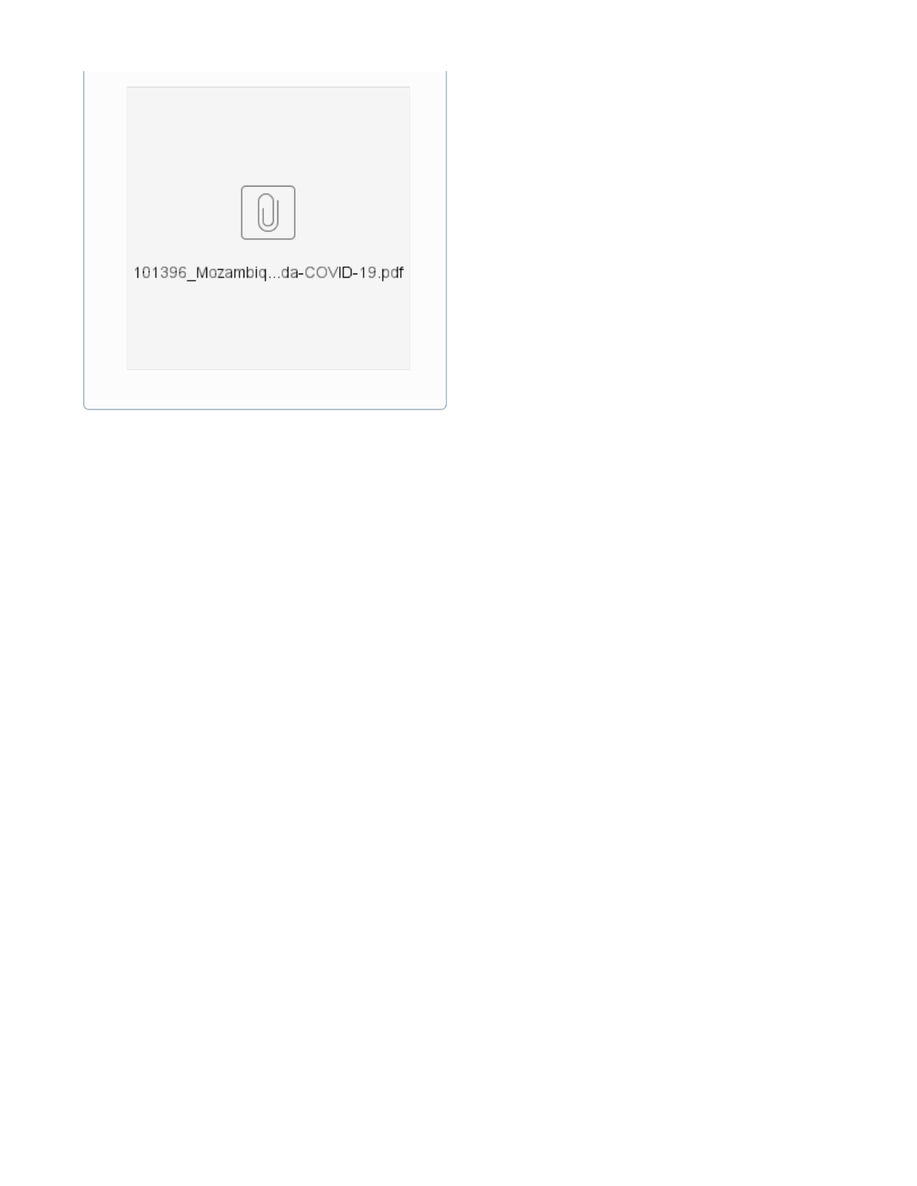101396_Mozambiq...da-COVID-19.pdf